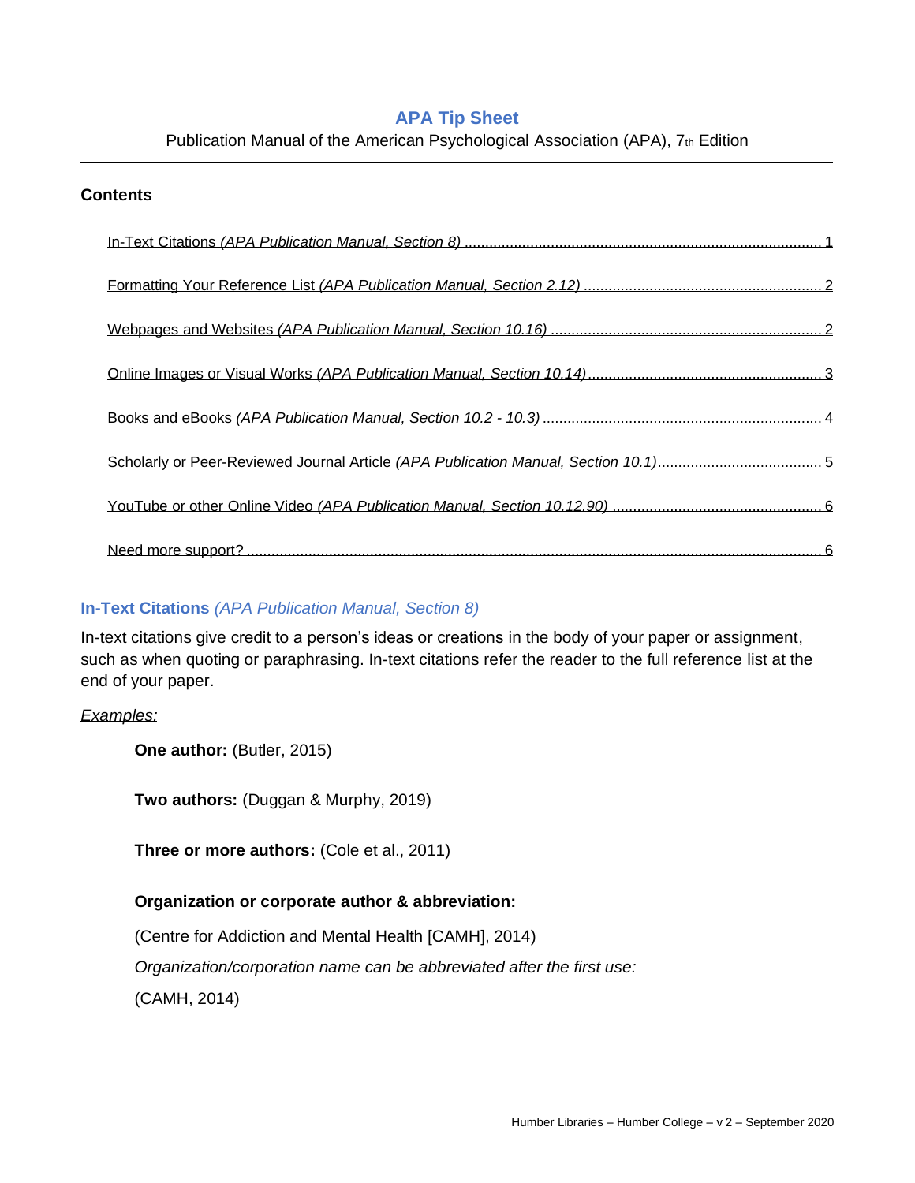# APA Tip Sheet

Publication Manual of the American Psychological Association (APA), 7th Edition

---

**Contents**

- In-Text Citations *(APA Publication Manual, Section 8)* ........ 1
- Formatting Your Reference List *(APA Publication Manual, Section 2.12)* ........ 2
- Webpages and Websites *(APA Publication Manual, Section 10.16)* ........ 2
- Online Images or Visual Works *(APA Publication Manual, Section 10.14)* ........ 3
- Books and eBooks *(APA Publication Manual, Section 10.2 - 10.3)* ........ 4
- Scholarly or Peer-Reviewed Journal Article *(APA Publication Manual, Section 10.1)* ........ 5
- YouTube or other Online Video *(APA Publication Manual, Section 10.12.90)* ........ 6
- Need more support? ........ 6

## In-Text Citations *(APA Publication Manual, Section 8)*

In-text citations give credit to a person's ideas or creations in the body of your paper or assignment, such as when quoting or paraphrasing. In-text citations refer the reader to the full reference list at the end of your paper.

*Examples:*

**One author:** (Butler, 2015)

**Two authors:** (Duggan & Murphy, 2019)

**Three or more authors:** (Cole et al., 2011)

**Organization or corporate author & abbreviation:**

(Centre for Addiction and Mental Health [CAMH], 2014)

*Organization/corporation name can be abbreviated after the first use:*

(CAMH, 2014)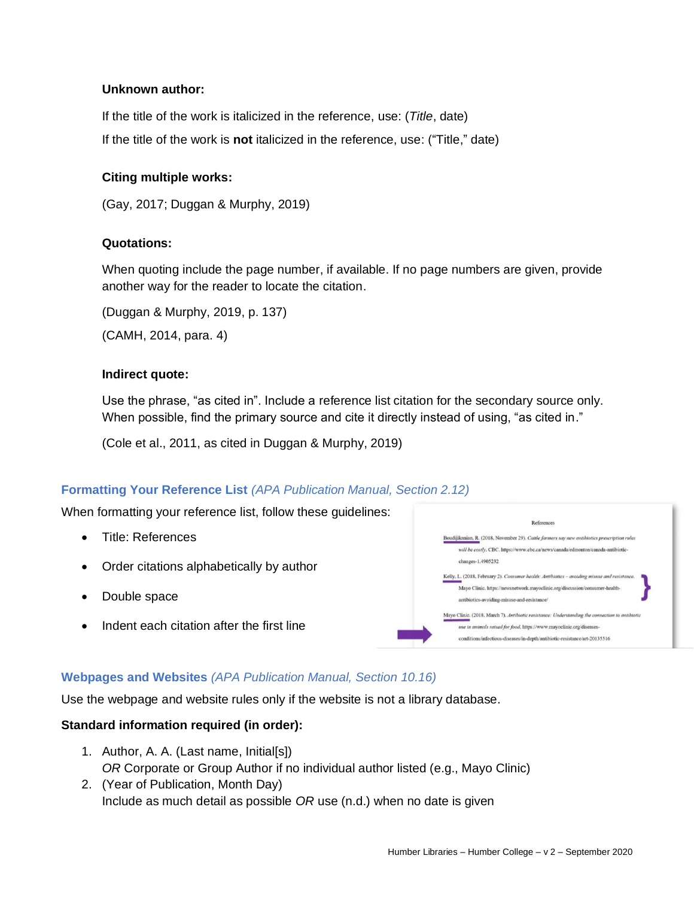**Unknown author:**

If the title of the work is italicized in the reference, use: (*Title*, date)

If the title of the work is **not** italicized in the reference, use: ("Title," date)

**Citing multiple works:**

(Gay, 2017; Duggan & Murphy, 2019)

**Quotations:**

When quoting include the page number, if available. If no page numbers are given, provide another way for the reader to locate the citation.

(Duggan & Murphy, 2019, p. 137)

(CAMH, 2014, para. 4)

**Indirect quote:**

Use the phrase, "as cited in". Include a reference list citation for the secondary source only. When possible, find the primary source and cite it directly instead of using, "as cited in."

(Cole et al., 2011, as cited in Duggan & Murphy, 2019)

## Formatting Your Reference List *(APA Publication Manual, Section 2.12)*

When formatting your reference list, follow these guidelines:

- Title: References
- Order citations alphabetically by author
- Double space
- Indent each citation after the first line

References

Boudjikanian, R. (2018, November 29). *Cattle farmers say new antibiotics prescription rules will be costly*. CBC. https://www.cbc.ca/news/canada/edmonton/canada-antibiotic-changes-1.4905232

Kelly, L. (2018, February 2). *Consumer health: Antibiotics – avoiding misuse and resistance*. Mayo Clinic. https://newsnetwork.mayoclinic.org/discussion/consumer-health-antibiotics-avoiding-misuse-and-resistance/

Mayo Clinic. (2018, March 7). *Antibiotic resistance: Understanding the connection to antibiotic use in animals raised for food*. https://www.mayoclinic.org/diseases-conditions/infectious-diseases/in-depth/antibiotic-resistance/art-20135516

## Webpages and Websites *(APA Publication Manual, Section 10.16)*

Use the webpage and website rules only if the website is not a library database.

**Standard information required (in order):**

1. Author, A. A. (Last name, Initial[s])
   *OR* Corporate or Group Author if no individual author listed (e.g., Mayo Clinic)
2. (Year of Publication, Month Day)
   Include as much detail as possible *OR* use (n.d.) when no date is given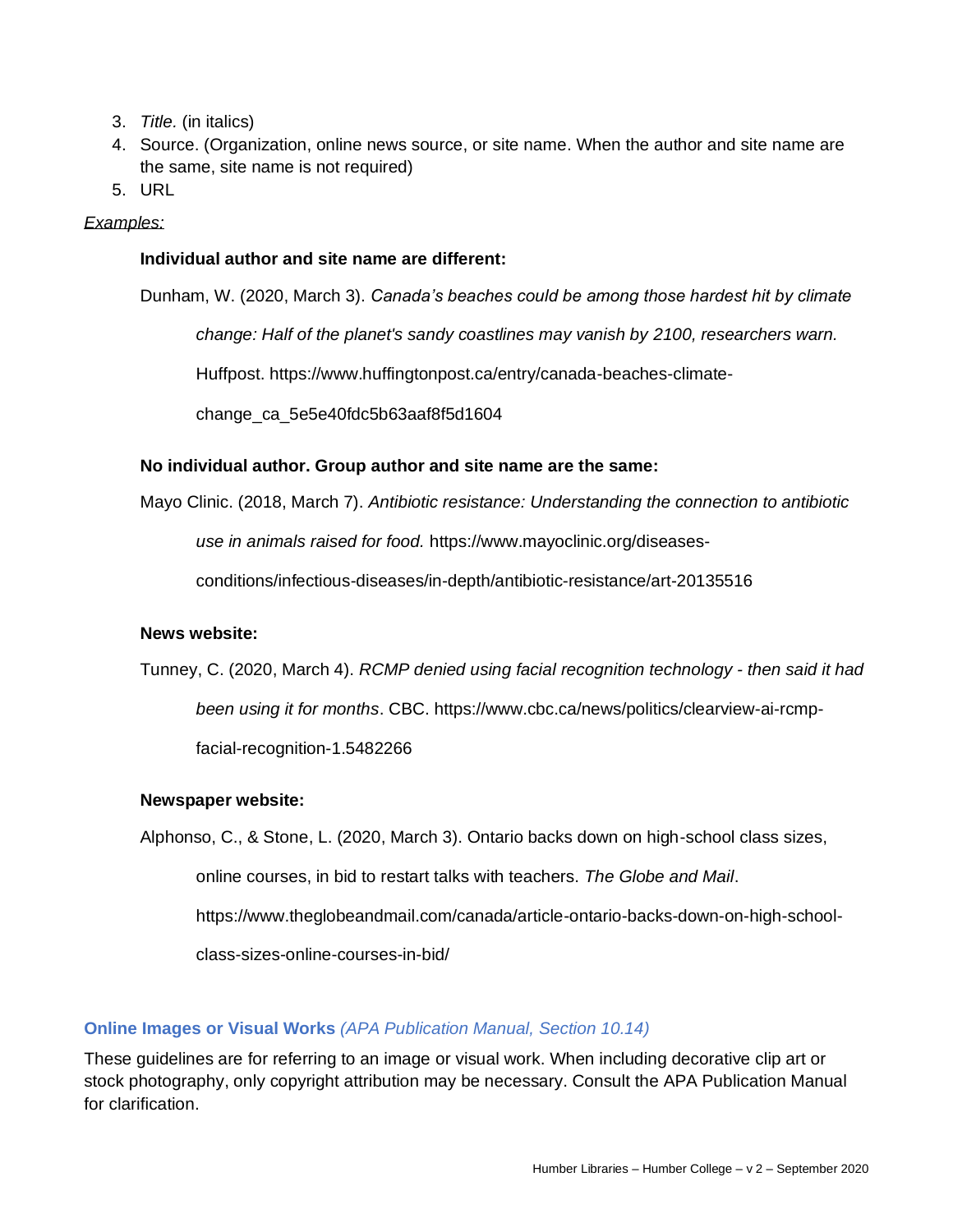3. *Title.* (in italics)
4. Source. (Organization, online news source, or site name. When the author and site name are the same, site name is not required)
5. URL

*Examples:*

**Individual author and site name are different:**

Dunham, W. (2020, March 3). *Canada's beaches could be among those hardest hit by climate change: Half of the planet's sandy coastlines may vanish by 2100, researchers warn.* Huffpost. https://www.huffingtonpost.ca/entry/canada-beaches-climate-change_ca_5e5e40fdc5b63aaf8f5d1604

**No individual author. Group author and site name are the same:**

Mayo Clinic. (2018, March 7). *Antibiotic resistance: Understanding the connection to antibiotic use in animals raised for food.* https://www.mayoclinic.org/diseases-conditions/infectious-diseases/in-depth/antibiotic-resistance/art-20135516

**News website:**

Tunney, C. (2020, March 4). *RCMP denied using facial recognition technology - then said it had been using it for months*. CBC. https://www.cbc.ca/news/politics/clearview-ai-rcmp-facial-recognition-1.5482266

**Newspaper website:**

Alphonso, C., & Stone, L. (2020, March 3). Ontario backs down on high-school class sizes, online courses, in bid to restart talks with teachers. *The Globe and Mail*. https://www.theglobeandmail.com/canada/article-ontario-backs-down-on-high-school-class-sizes-online-courses-in-bid/

## Online Images or Visual Works *(APA Publication Manual, Section 10.14)*

These guidelines are for referring to an image or visual work. When including decorative clip art or stock photography, only copyright attribution may be necessary. Consult the APA Publication Manual for clarification.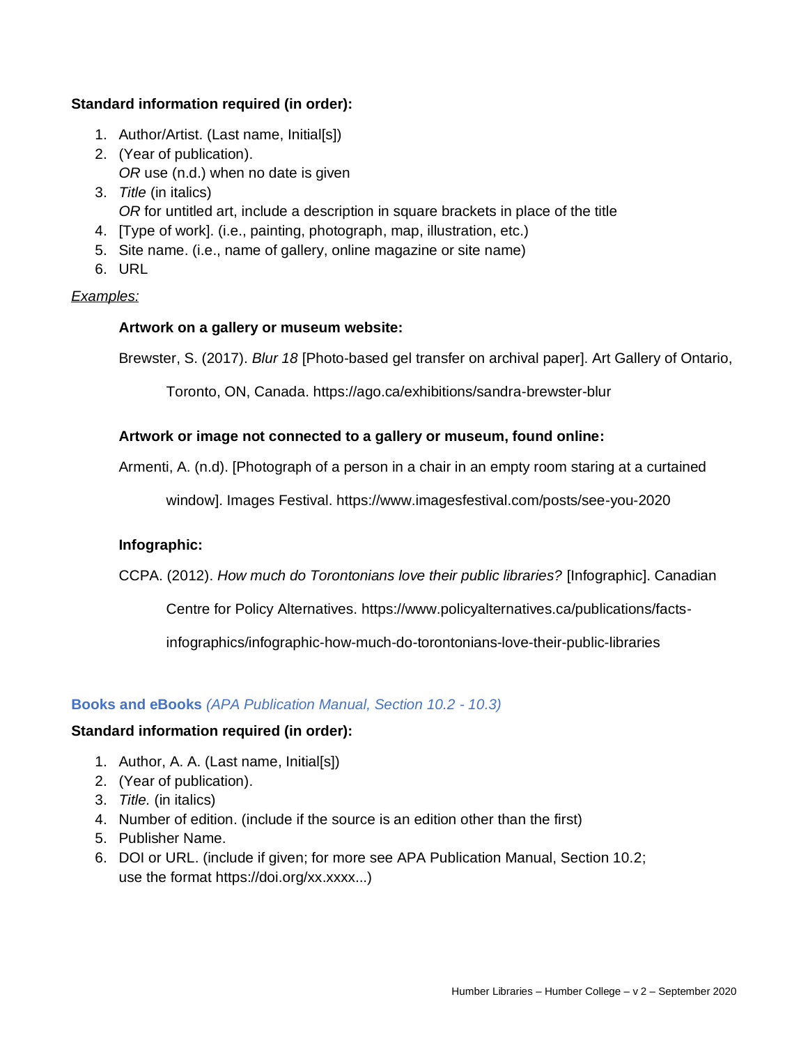**Standard information required (in order):**

1. Author/Artist. (Last name, Initial[s])
2. (Year of publication).
   *OR* use (n.d.) when no date is given
3. *Title* (in italics)
   *OR* for untitled art, include a description in square brackets in place of the title
4. [Type of work]. (i.e., painting, photograph, map, illustration, etc.)
5. Site name. (i.e., name of gallery, online magazine or site name)
6. URL

*Examples:*

**Artwork on a gallery or museum website:**

Brewster, S. (2017). *Blur 18* [Photo-based gel transfer on archival paper]. Art Gallery of Ontario, Toronto, ON, Canada. https://ago.ca/exhibitions/sandra-brewster-blur

**Artwork or image not connected to a gallery or museum, found online:**

Armenti, A. (n.d). [Photograph of a person in a chair in an empty room staring at a curtained window]. Images Festival. https://www.imagesfestival.com/posts/see-you-2020

**Infographic:**

CCPA. (2012). *How much do Torontonians love their public libraries?* [Infographic]. Canadian Centre for Policy Alternatives. https://www.policyalternatives.ca/publications/facts-infographics/infographic-how-much-do-torontonians-love-their-public-libraries

## Books and eBooks *(APA Publication Manual, Section 10.2 - 10.3)*

**Standard information required (in order):**

1. Author, A. A. (Last name, Initial[s])
2. (Year of publication).
3. *Title.* (in italics)
4. Number of edition. (include if the source is an edition other than the first)
5. Publisher Name.
6. DOI or URL. (include if given; for more see APA Publication Manual, Section 10.2; use the format https://doi.org/xx.xxxx...)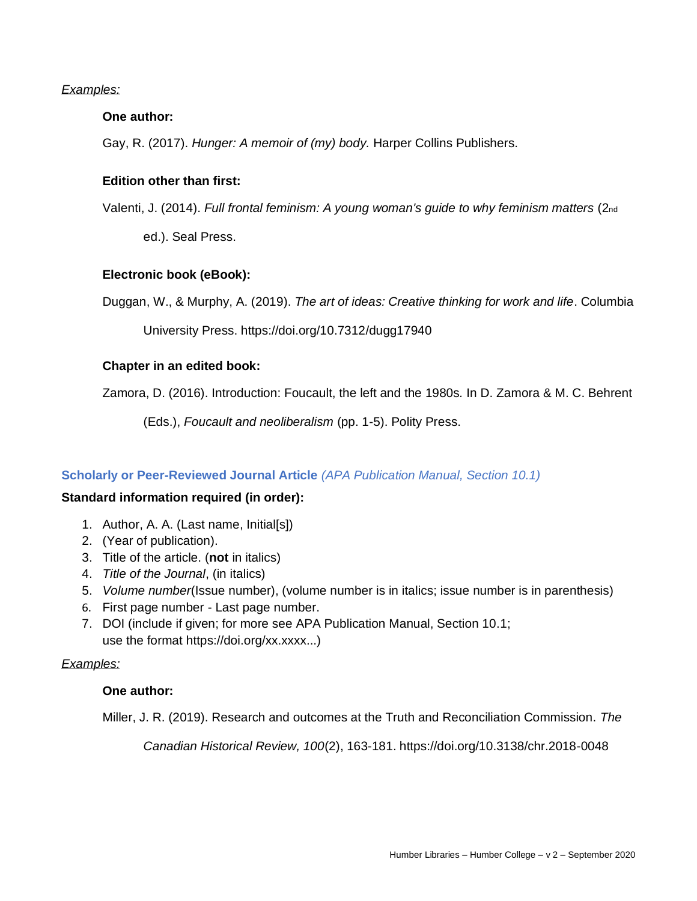*Examples:*

**One author:**

Gay, R. (2017). *Hunger: A memoir of (my) body.* Harper Collins Publishers.

**Edition other than first:**

Valenti, J. (2014). *Full frontal feminism: A young woman's guide to why feminism matters* (2nd ed.). Seal Press.

**Electronic book (eBook):**

Duggan, W., & Murphy, A. (2019). *The art of ideas: Creative thinking for work and life*. Columbia University Press. https://doi.org/10.7312/dugg17940

**Chapter in an edited book:**

Zamora, D. (2016). Introduction: Foucault, the left and the 1980s. In D. Zamora & M. C. Behrent (Eds.), *Foucault and neoliberalism* (pp. 1-5). Polity Press.

## Scholarly or Peer-Reviewed Journal Article *(APA Publication Manual, Section 10.1)*

**Standard information required (in order):**

1. Author, A. A. (Last name, Initial[s])
2. (Year of publication).
3. Title of the article. (**not** in italics)
4. *Title of the Journal*, (in italics)
5. *Volume number*(Issue number), (volume number is in italics; issue number is in parenthesis)
6. First page number - Last page number.
7. DOI (include if given; for more see APA Publication Manual, Section 10.1; use the format https://doi.org/xx.xxxx...)

*Examples:*

**One author:**

Miller, J. R. (2019). Research and outcomes at the Truth and Reconciliation Commission. *The Canadian Historical Review, 100*(2), 163-181. https://doi.org/10.3138/chr.2018-0048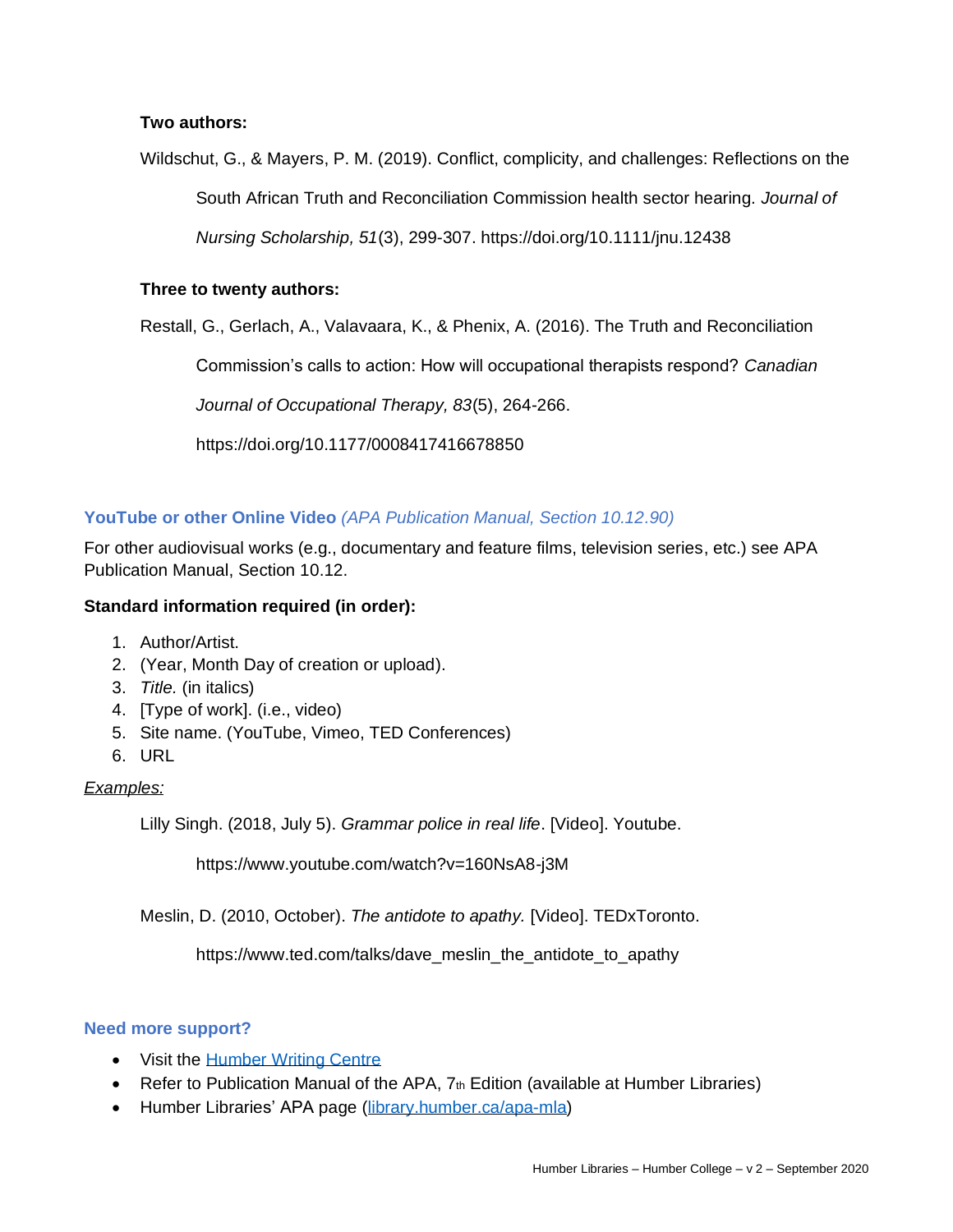**Two authors:**

Wildschut, G., & Mayers, P. M. (2019). Conflict, complicity, and challenges: Reflections on the South African Truth and Reconciliation Commission health sector hearing. *Journal of Nursing Scholarship, 51*(3), 299-307. https://doi.org/10.1111/jnu.12438

**Three to twenty authors:**

Restall, G., Gerlach, A., Valavaara, K., & Phenix, A. (2016). The Truth and Reconciliation Commission's calls to action: How will occupational therapists respond? *Canadian Journal of Occupational Therapy, 83*(5), 264-266. https://doi.org/10.1177/0008417416678850

## YouTube or other Online Video *(APA Publication Manual, Section 10.12.90)*

For other audiovisual works (e.g., documentary and feature films, television series, etc.) see APA Publication Manual, Section 10.12.

**Standard information required (in order):**

1. Author/Artist.
2. (Year, Month Day of creation or upload).
3. *Title.* (in italics)
4. [Type of work]. (i.e., video)
5. Site name. (YouTube, Vimeo, TED Conferences)
6. URL

*Examples:*

Lilly Singh. (2018, July 5). *Grammar police in real life*. [Video]. Youtube. https://www.youtube.com/watch?v=160NsA8-j3M

Meslin, D. (2010, October). *The antidote to apathy.* [Video]. TEDxToronto. https://www.ted.com/talks/dave_meslin_the_antidote_to_apathy

## Need more support?

- Visit the Humber Writing Centre
- Refer to Publication Manual of the APA, 7th Edition (available at Humber Libraries)
- Humber Libraries' APA page (library.humber.ca/apa-mla)